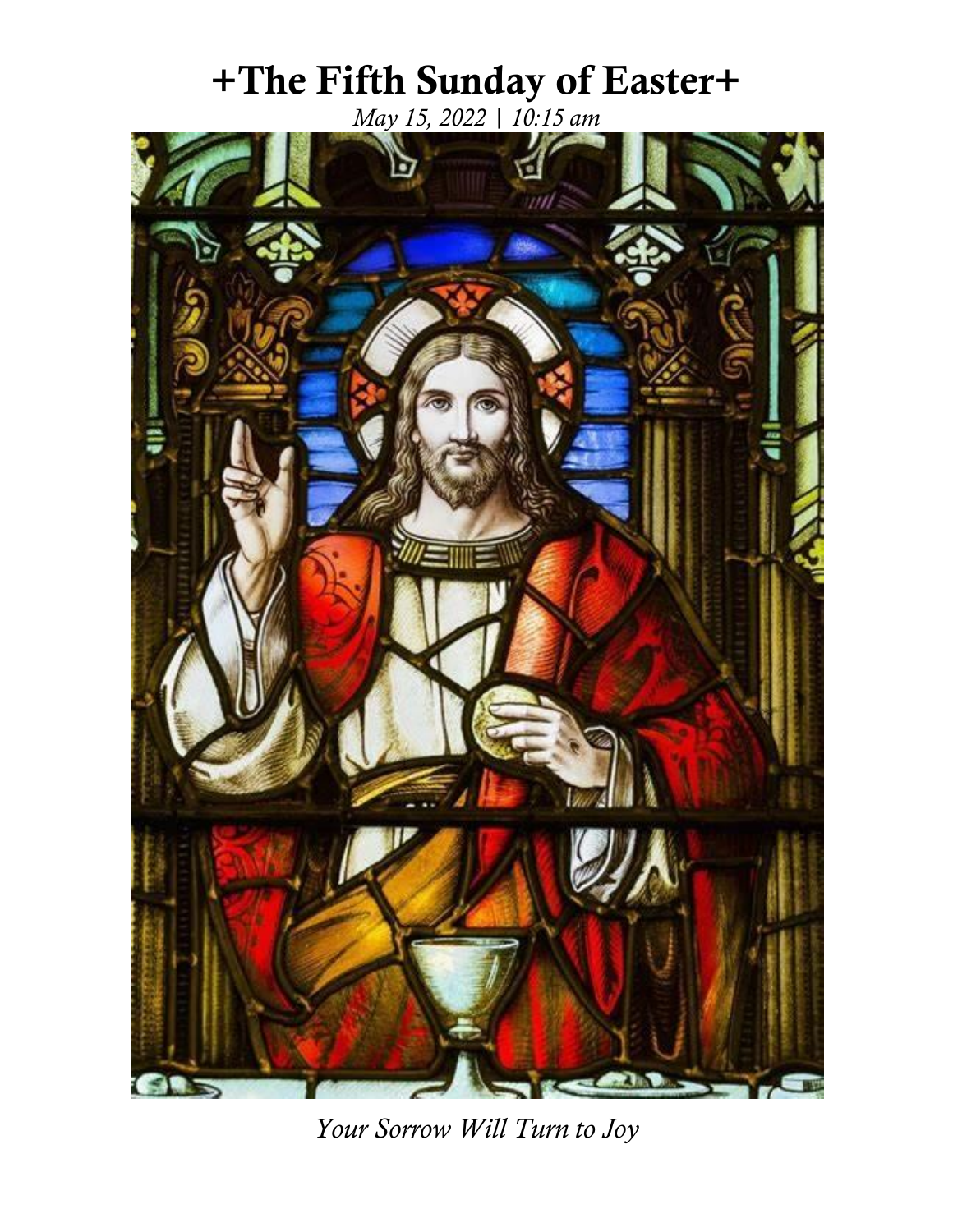# +The Fifth Sunday of Easter+

*May 15, 2022 | 10:15 am*

*Your Sorrow Will Turn to Joy*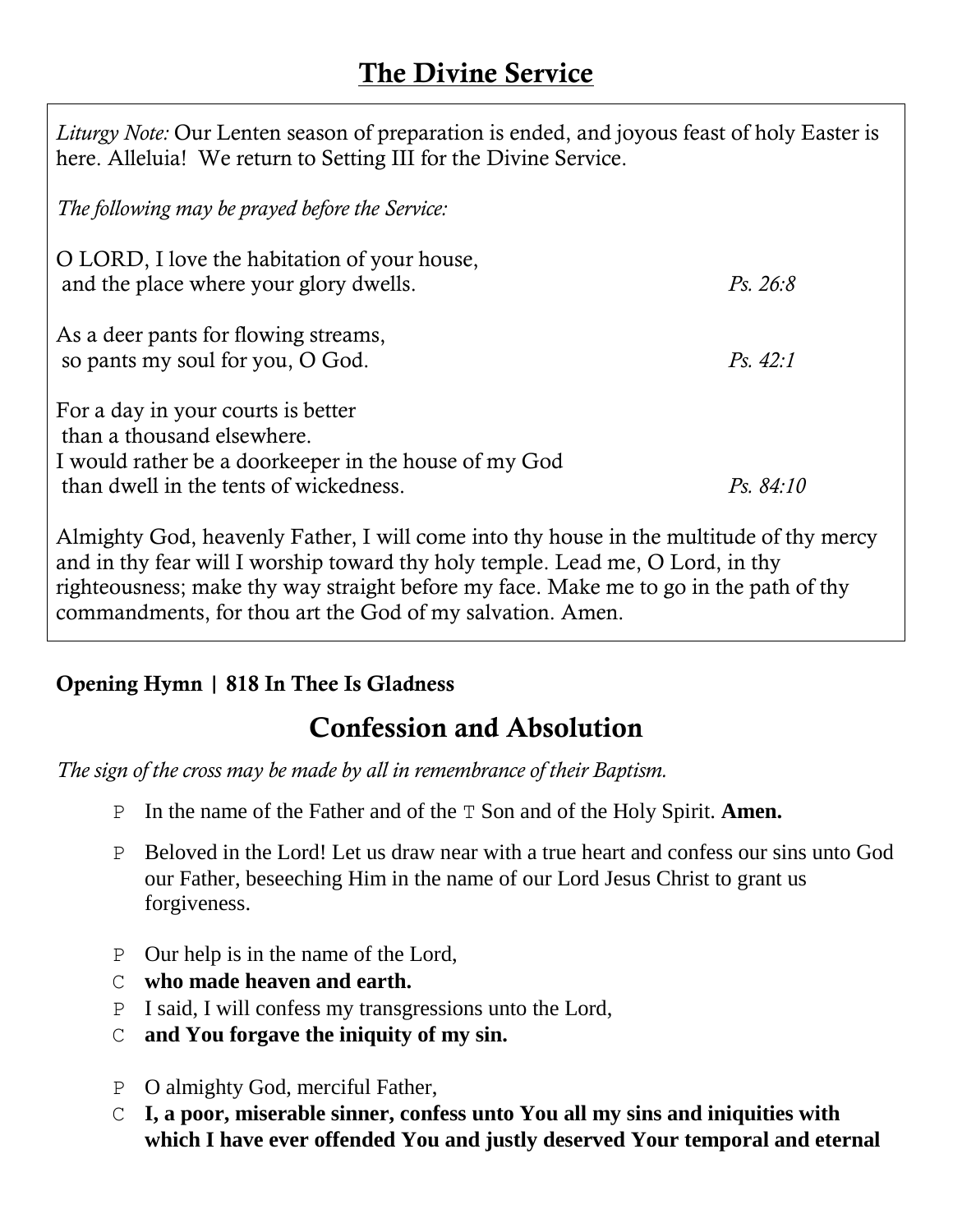# The Divine Service

*Liturgy Note:* Our Lenten season of preparation is ended, and joyous feast of holy Easter is here. Alleluia! We return to Setting III for the Divine Service.

*The following may be prayed before the Service:*

O LORD, I love the habitation of your house,
and the place where your glory dwells. *Ps. 26:8*

As a deer pants for flowing streams,
so pants my soul for you, O God. *Ps. 42:1*

For a day in your courts is better
than a thousand elsewhere.
I would rather be a doorkeeper in the house of my God
than dwell in the tents of wickedness. *Ps. 84:10*

Almighty God, heavenly Father, I will come into thy house in the multitude of thy mercy and in thy fear will I worship toward thy holy temple. Lead me, O Lord, in thy righteousness; make thy way straight before my face. Make me to go in the path of thy commandments, for thou art the God of my salvation. Amen.

**Opening Hymn | 818 In Thee Is Gladness**

## Confession and Absolution

*The sign of the cross may be made by all in remembrance of their Baptism.*

P In the name of the Father and of the T Son and of the Holy Spirit. **Amen.**

P Beloved in the Lord! Let us draw near with a true heart and confess our sins unto God our Father, beseeching Him in the name of our Lord Jesus Christ to grant us forgiveness.

P Our help is in the name of the Lord,
C **who made heaven and earth.**
P I said, I will confess my transgressions unto the Lord,
C **and You forgave the iniquity of my sin.**

P O almighty God, merciful Father,
C **I, a poor, miserable sinner, confess unto You all my sins and iniquities with which I have ever offended You and justly deserved Your temporal and eternal**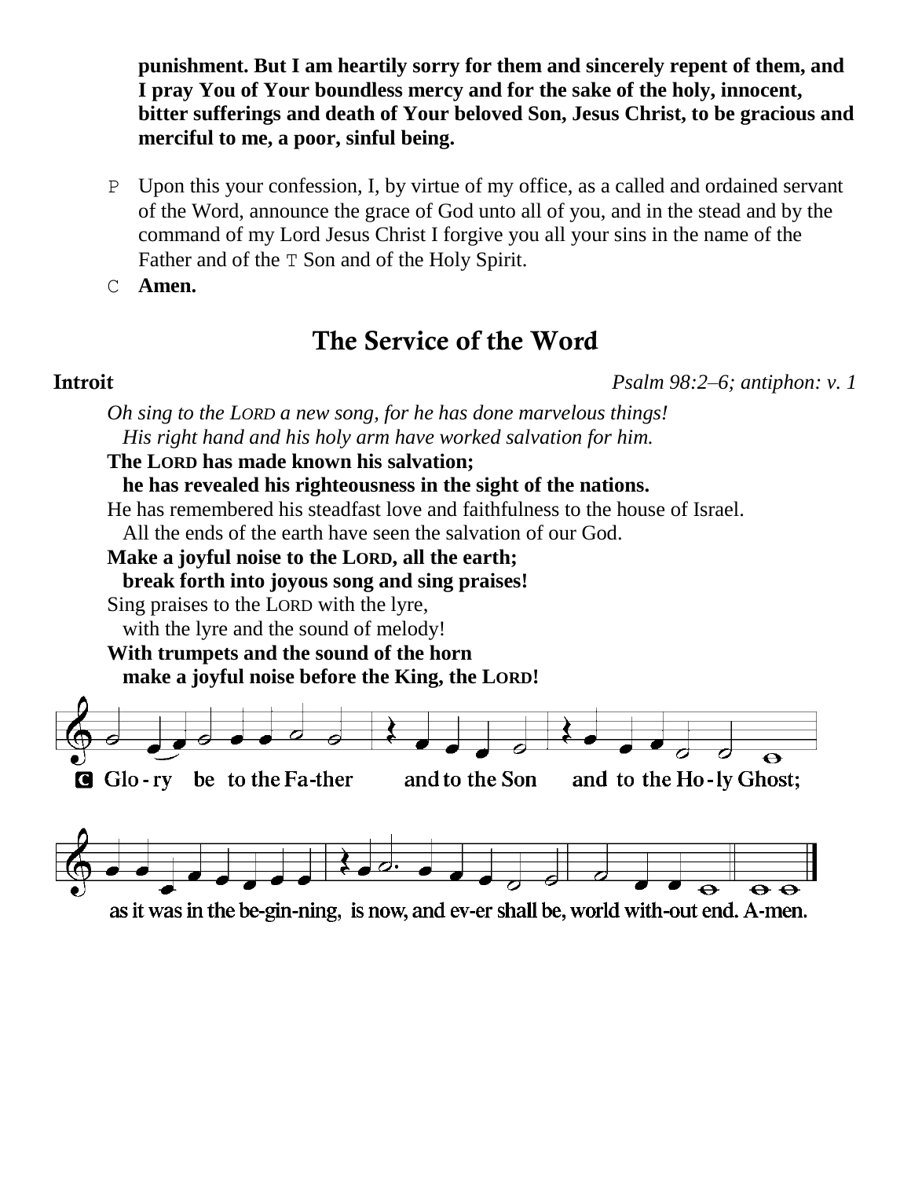**punishment. But I am heartily sorry for them and sincerely repent of them, and I pray You of Your boundless mercy and for the sake of the holy, innocent, bitter sufferings and death of Your beloved Son, Jesus Christ, to be gracious and merciful to me, a poor, sinful being.**

P Upon this your confession, I, by virtue of my office, as a called and ordained servant of the Word, announce the grace of God unto all of you, and in the stead and by the command of my Lord Jesus Christ I forgive you all your sins in the name of the Father and of the T Son and of the Holy Spirit.

C **Amen.**

## The Service of the Word

**Introit** *Psalm 98:2–6; antiphon: v. 1*

*Oh sing to the LORD a new song, for he has done marvelous things!*
*His right hand and his holy arm have worked salvation for him.*

**The LORD has made known his salvation;**
**he has revealed his righteousness in the sight of the nations.**

He has remembered his steadfast love and faithfulness to the house of Israel.
All the ends of the earth have seen the salvation of our God.

**Make a joyful noise to the LORD, all the earth;**
**break forth into joyous song and sing praises!**

Sing praises to the LORD with the lyre,
with the lyre and the sound of melody!

**With trumpets and the sound of the horn**
**make a joyful noise before the King, the LORD!**

C Glo-ry be to the Fa-ther and to the Son and to the Ho-ly Ghost;
as it was in the be-gin-ning, is now, and ev-er shall be, world with-out end. A-men.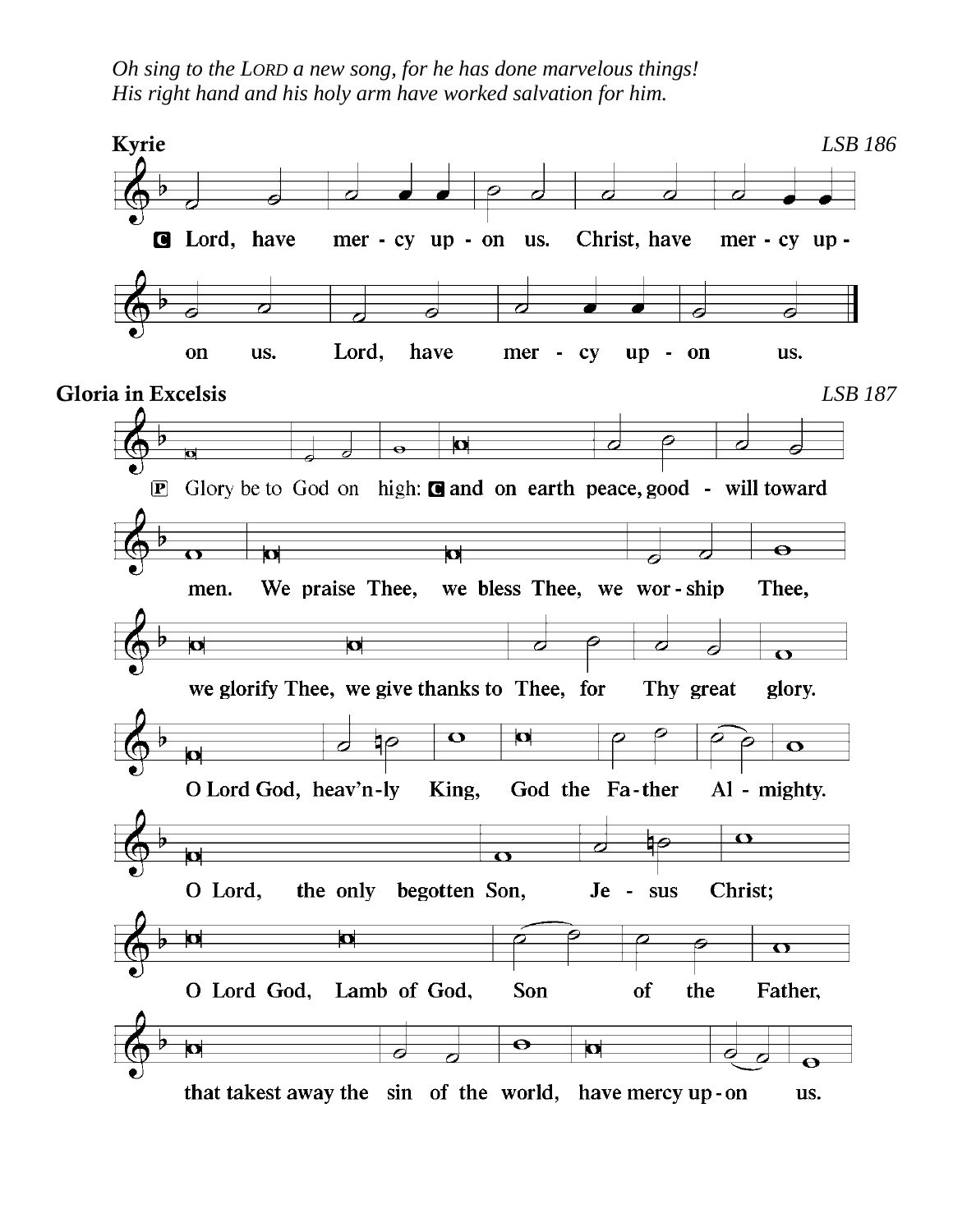*Oh sing to the LORD a new song, for he has done marvelous things!*
*His right hand and his holy arm have worked salvation for him.*

**Kyrie** *LSB 186*

**C** Lord, have mer - cy up - on us. Christ, have mer - cy up - on us. Lord, have mer - cy up - on us.

**Gloria in Excelsis** *LSB 187*

**P** Glory be to God on high: **C** and on earth peace, good - will toward men. We praise Thee, we bless Thee, we wor - ship Thee, we glorify Thee, we give thanks to Thee, for Thy great glory.

O Lord God, heav'n - ly King, God the Fa - ther Al - mighty.

O Lord, the only begotten Son, Je - sus Christ;

O Lord God, Lamb of God, Son of the Father,

that takest away the sin of the world, have mercy up - on us.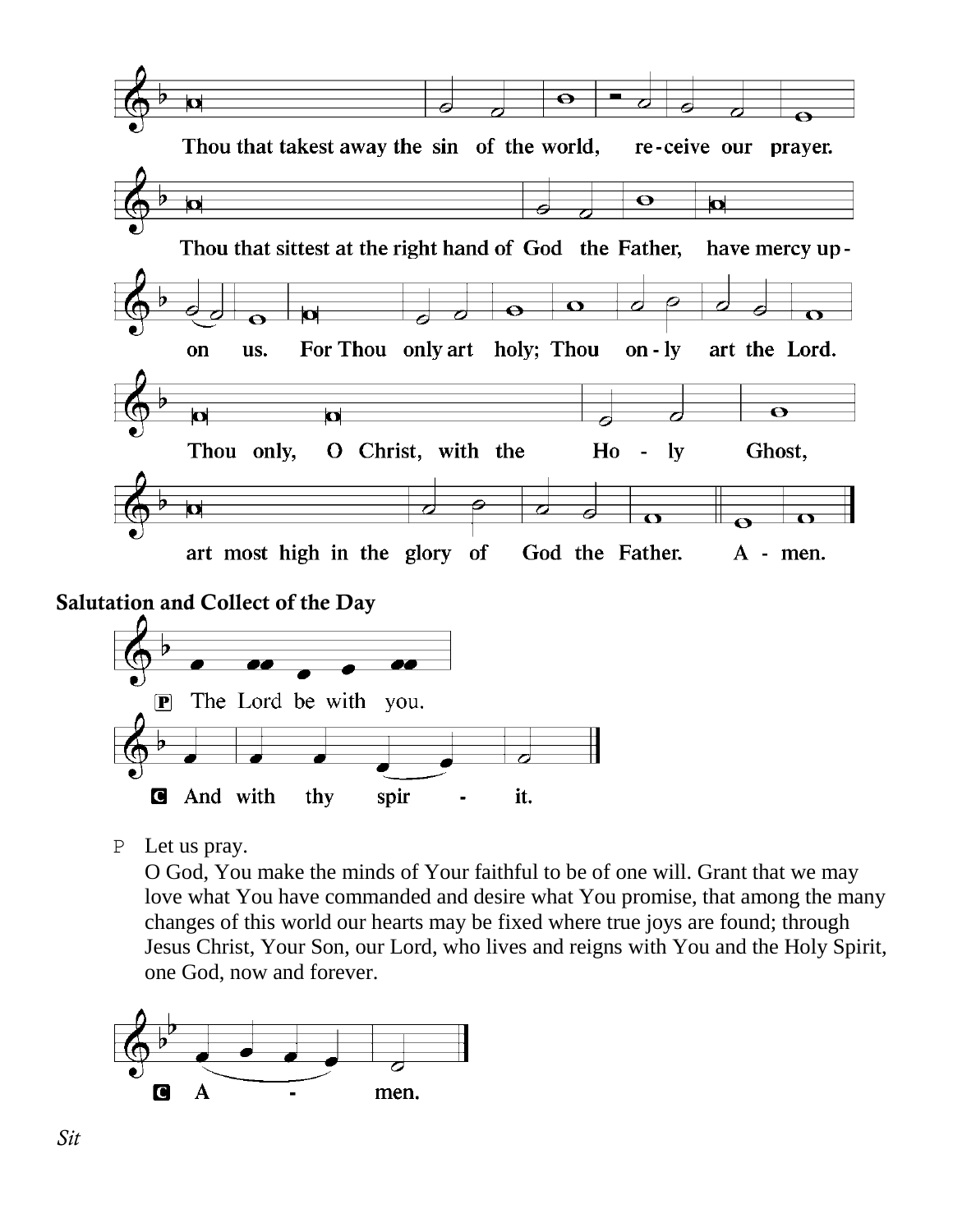Thou that takest away the sin of the world, re-ceive our prayer.

Thou that sittest at the right hand of God the Father, have mercy up-on us. For Thou only art holy; Thou on-ly art the Lord.

Thou only, O Christ, with the Ho - ly Ghost,

art most high in the glory of God the Father. A - men.

## Salutation and Collect of the Day

P The Lord be with you.

C **And with thy spir - it.**

P Let us pray.

O God, You make the minds of Your faithful to be of one will. Grant that we may love what You have commanded and desire what You promise, that among the many changes of this world our hearts may be fixed where true joys are found; through Jesus Christ, Your Son, our Lord, who lives and reigns with You and the Holy Spirit, one God, now and forever.

C **A - men.**

*Sit*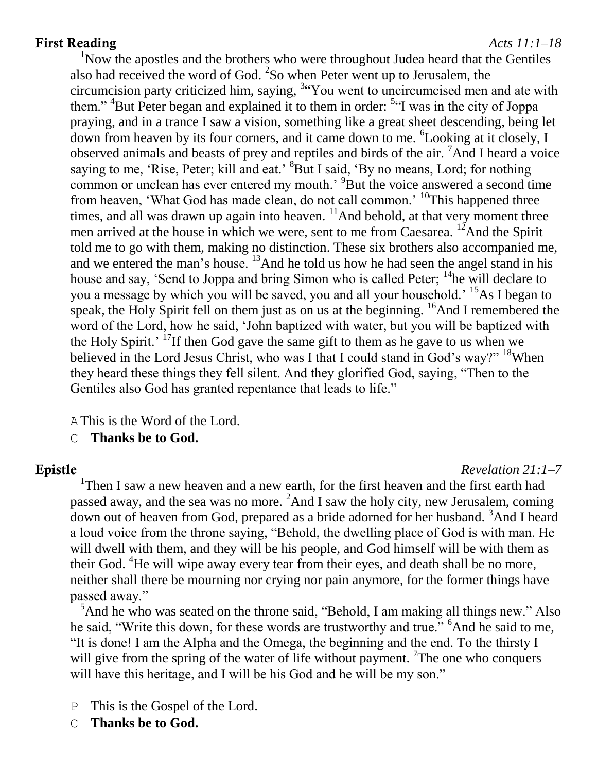**First Reading** *Acts 11:1–18*

[1]Now the apostles and the brothers who were throughout Judea heard that the Gentiles also had received the word of God. [2]So when Peter went up to Jerusalem, the circumcision party criticized him, saying, [3]"You went to uncircumcised men and ate with them." [4]But Peter began and explained it to them in order: [5]"I was in the city of Joppa praying, and in a trance I saw a vision, something like a great sheet descending, being let down from heaven by its four corners, and it came down to me. [6]Looking at it closely, I observed animals and beasts of prey and reptiles and birds of the air. [7]And I heard a voice saying to me, 'Rise, Peter; kill and eat.' [8]But I said, 'By no means, Lord; for nothing common or unclean has ever entered my mouth.' [9]But the voice answered a second time from heaven, 'What God has made clean, do not call common.' [10]This happened three times, and all was drawn up again into heaven. [11]And behold, at that very moment three men arrived at the house in which we were, sent to me from Caesarea. [12]And the Spirit told me to go with them, making no distinction. These six brothers also accompanied me, and we entered the man's house. [13]And he told us how he had seen the angel stand in his house and say, 'Send to Joppa and bring Simon who is called Peter; [14]he will declare to you a message by which you will be saved, you and all your household.' [15]As I began to speak, the Holy Spirit fell on them just as on us at the beginning. [16]And I remembered the word of the Lord, how he said, 'John baptized with water, but you will be baptized with the Holy Spirit.' [17]If then God gave the same gift to them as he gave to us when we believed in the Lord Jesus Christ, who was I that I could stand in God's way?" [18]When they heard these things they fell silent. And they glorified God, saying, "Then to the Gentiles also God has granted repentance that leads to life."

A This is the Word of the Lord.

C **Thanks be to God.**

**Epistle** *Revelation 21:1–7*

[1]Then I saw a new heaven and a new earth, for the first heaven and the first earth had passed away, and the sea was no more. [2]And I saw the holy city, new Jerusalem, coming down out of heaven from God, prepared as a bride adorned for her husband. [3]And I heard a loud voice from the throne saying, "Behold, the dwelling place of God is with man. He will dwell with them, and they will be his people, and God himself will be with them as their God. [4]He will wipe away every tear from their eyes, and death shall be no more, neither shall there be mourning nor crying nor pain anymore, for the former things have passed away."

[5]And he who was seated on the throne said, "Behold, I am making all things new." Also he said, "Write this down, for these words are trustworthy and true." [6]And he said to me, "It is done! I am the Alpha and the Omega, the beginning and the end. To the thirsty I will give from the spring of the water of life without payment. [7]The one who conquers will have this heritage, and I will be his God and he will be my son."

P This is the Gospel of the Lord.

C **Thanks be to God.**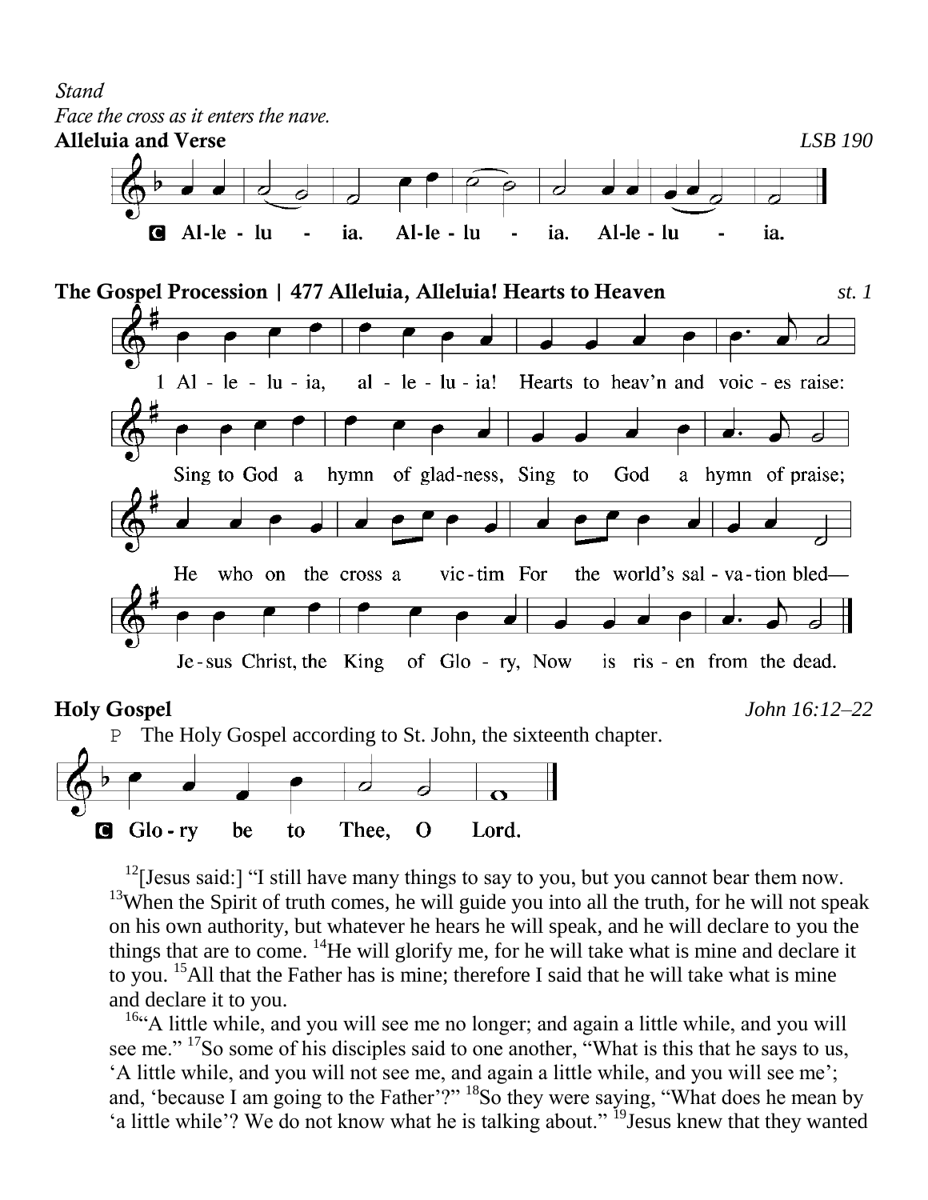*Stand*

*Face the cross as it enters the nave.*

**Alleluia and Verse** *LSB 190*

C Al-le - lu - ia. Al-le - lu - ia. Al-le - lu - ia.

**The Gospel Procession | 477 Alleluia, Alleluia! Hearts to Heaven** *st. 1*

1 Alleluia, alleluia! Hearts to heav'n and voices raise:
Sing to God a hymn of gladness, Sing to God a hymn of praise;
He who on the cross a victim For the world's salvation bled—
Jesus Christ, the King of Glory, Now is risen from the dead.

**Holy Gospel** *John 16:12–22*

P The Holy Gospel according to St. John, the sixteenth chapter.

C Glo - ry be to Thee, O Lord.

[12][Jesus said:] "I still have many things to say to you, but you cannot bear them now. [13]When the Spirit of truth comes, he will guide you into all the truth, for he will not speak on his own authority, but whatever he hears he will speak, and he will declare to you the things that are to come. [14]He will glorify me, for he will take what is mine and declare it to you. [15]All that the Father has is mine; therefore I said that he will take what is mine and declare it to you.

[16]"A little while, and you will see me no longer; and again a little while, and you will see me." [17]So some of his disciples said to one another, "What is this that he says to us, 'A little while, and you will not see me, and again a little while, and you will see me'; and, 'because I am going to the Father'?" [18]So they were saying, "What does he mean by 'a little while'? We do not know what he is talking about." [19]Jesus knew that they wanted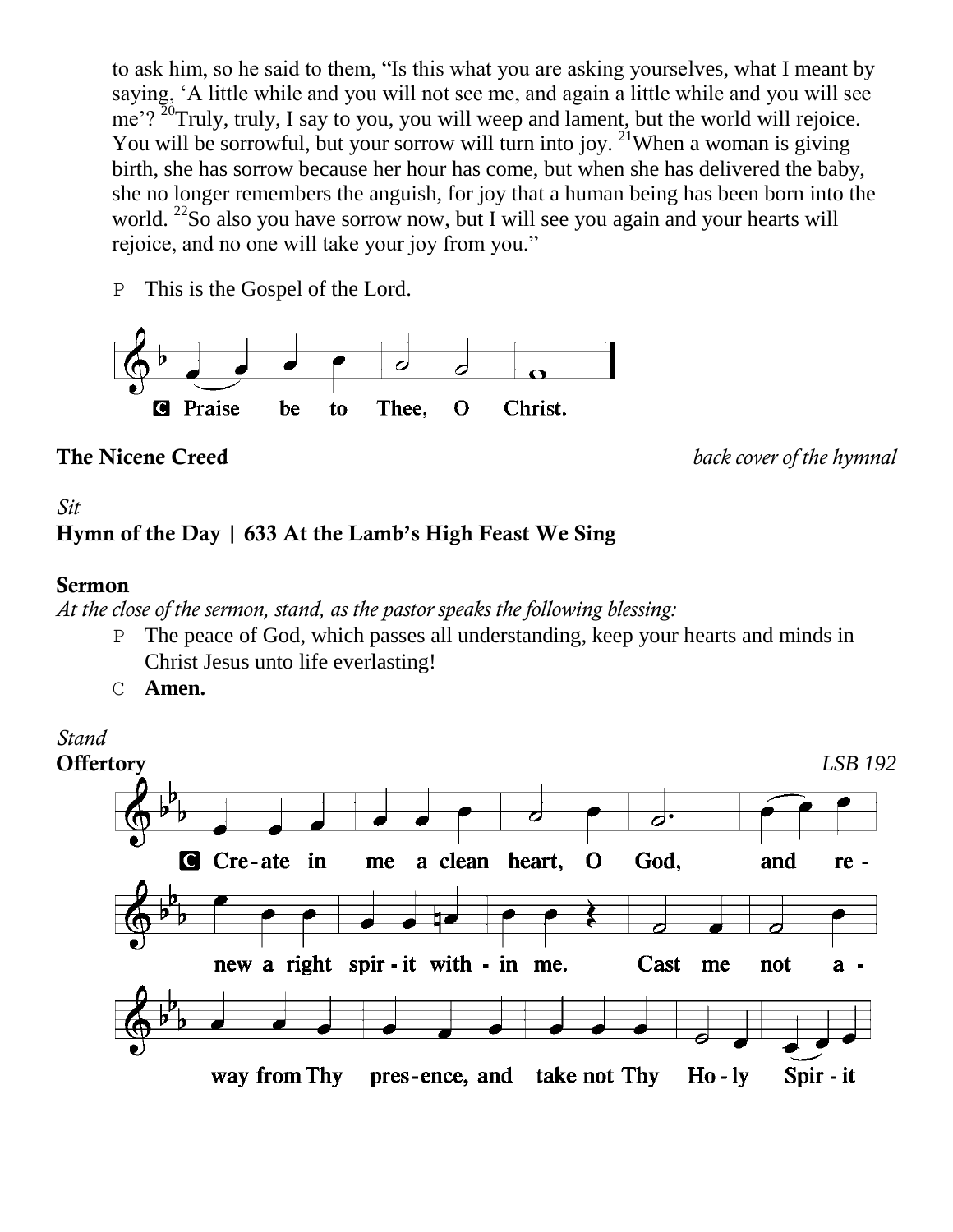to ask him, so he said to them, "Is this what you are asking yourselves, what I meant by saying, 'A little while and you will not see me, and again a little while and you will see me'? [20]Truly, truly, I say to you, you will weep and lament, but the world will rejoice. You will be sorrowful, but your sorrow will turn into joy. [21]When a woman is giving birth, she has sorrow because her hour has come, but when she has delivered the baby, she no longer remembers the anguish, for joy that a human being has been born into the world. [22]So also you have sorrow now, but I will see you again and your hearts will rejoice, and no one will take your joy from you."

P This is the Gospel of the Lord.

**C Praise be to Thee, O Christ.**

**The Nicene Creed** *back cover of the hymnal*

*Sit*

**Hymn of the Day | 633 At the Lamb's High Feast We Sing**

**Sermon**

*At the close of the sermon, stand, as the pastor speaks the following blessing:*

P The peace of God, which passes all understanding, keep your hearts and minds in Christ Jesus unto life everlasting!

C **Amen.**

*Stand*

**Offertory** *LSB 192*

**C Create in me a clean heart, O God, and renew a right spirit within me. Cast me not away from Thy presence, and take not Thy Holy Spirit**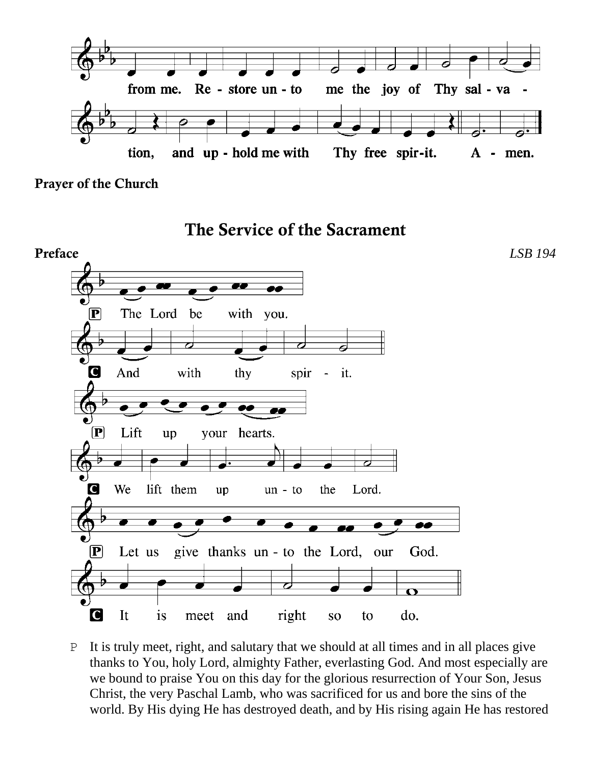from me. Re - store un - to me the joy of Thy sal - va - tion, and up - hold me with Thy free spir - it. A - men.

**Prayer of the Church**

## The Service of the Sacrament

**Preface** *LSB 194*

P The Lord be with you.

C **And with thy spir - it.**

P Lift up your hearts.

C **We lift them up un - to the Lord.**

P Let us give thanks un - to the Lord, our God.

C **It is meet and right so to do.**

P It is truly meet, right, and salutary that we should at all times and in all places give thanks to You, holy Lord, almighty Father, everlasting God. And most especially are we bound to praise You on this day for the glorious resurrection of Your Son, Jesus Christ, the very Paschal Lamb, who was sacrificed for us and bore the sins of the world. By His dying He has destroyed death, and by His rising again He has restored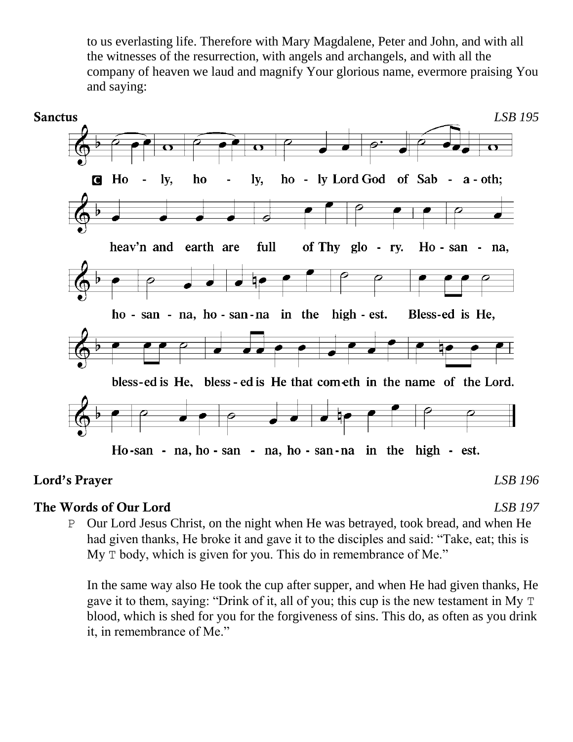to us everlasting life. Therefore with Mary Magdalene, Peter and John, and with all the witnesses of the resurrection, with angels and archangels, and with all the company of heaven we laud and magnify Your glorious name, evermore praising You and saying:

**Sanctus** *LSB 195*

C Ho - ly, ho - ly, ho - ly Lord God of Sab - a - oth;
heav'n and earth are full of Thy glo - ry. Ho - san - na,
ho - san - na, ho - san - na in the high - est. Bless-ed is He,
bless-ed is He, bless - ed is He that com-eth in the name of the Lord.
Ho-san - na, ho - san - na, ho - san - na in the high - est.

**Lord's Prayer** *LSB 196*

**The Words of Our Lord** *LSB 197*

P Our Lord Jesus Christ, on the night when He was betrayed, took bread, and when He had given thanks, He broke it and gave it to the disciples and said: "Take, eat; this is My T body, which is given for you. This do in remembrance of Me."

In the same way also He took the cup after supper, and when He had given thanks, He gave it to them, saying: "Drink of it, all of you; this cup is the new testament in My T blood, which is shed for you for the forgiveness of sins. This do, as often as you drink it, in remembrance of Me."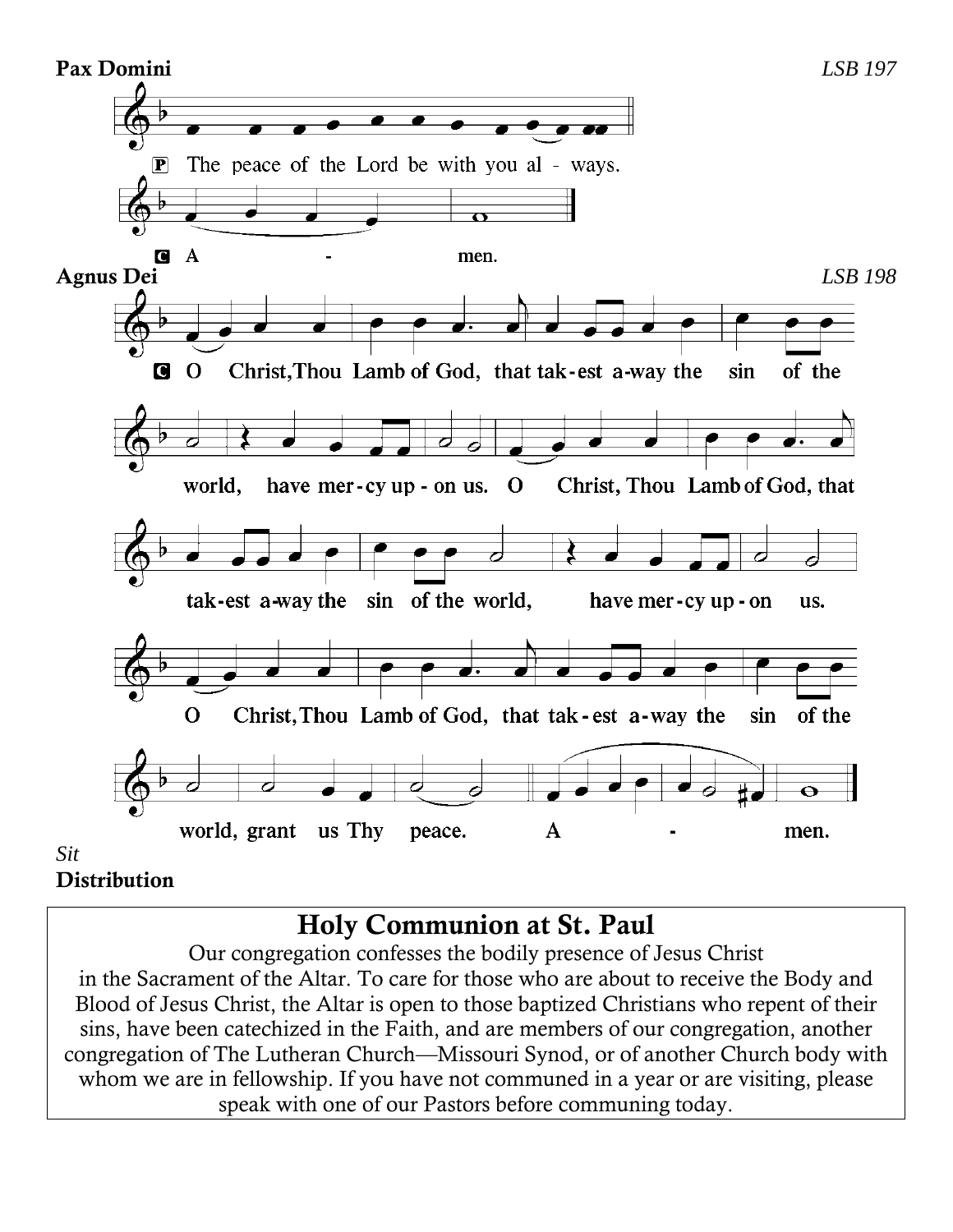**Pax Domini** *LSB 197*

P The peace of the Lord be with you al - ways.

C A - men.

**Agnus Dei** *LSB 198*

C O Christ, Thou Lamb of God, that tak - est a - way the sin of the world, have mer - cy up - on us. O Christ, Thou Lamb of God, that tak - est a - way the sin of the world, have mer - cy up - on us. O Christ, Thou Lamb of God, that tak - est a - way the sin of the world, grant us Thy peace. A - men.

*Sit*

**Distribution**

## Holy Communion at St. Paul

Our congregation confesses the bodily presence of Jesus Christ in the Sacrament of the Altar. To care for those who are about to receive the Body and Blood of Jesus Christ, the Altar is open to those baptized Christians who repent of their sins, have been catechized in the Faith, and are members of our congregation, another congregation of The Lutheran Church—Missouri Synod, or of another Church body with whom we are in fellowship. If you have not communed in a year or are visiting, please speak with one of our Pastors before communing today.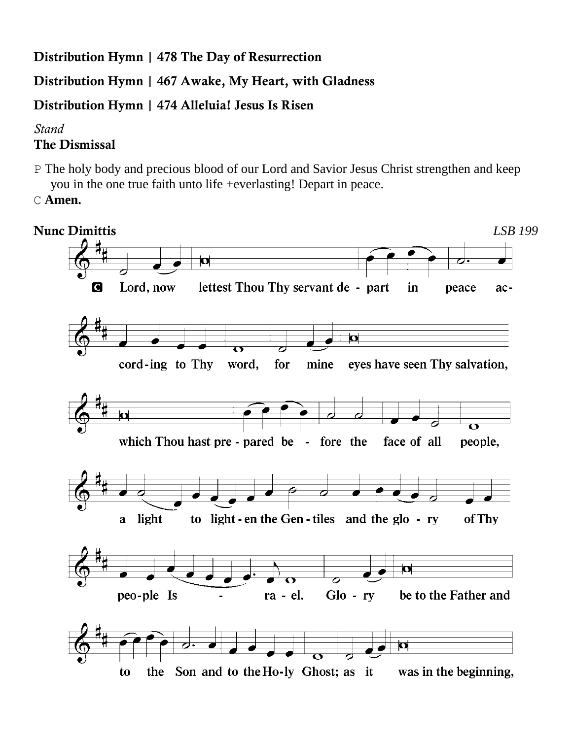**Distribution Hymn | 478 The Day of Resurrection**

**Distribution Hymn | 467 Awake, My Heart, with Gladness**

**Distribution Hymn | 474 Alleluia! Jesus Is Risen**

*Stand*

**The Dismissal**

P The holy body and precious blood of our Lord and Savior Jesus Christ strengthen and keep you in the one true faith unto life +everlasting! Depart in peace.

C **Amen.**

**Nunc Dimittis** *LSB 199*

C Lord, now lettest Thou Thy servant de - part in peace ac- cord - ing to Thy word, for mine eyes have seen Thy salvation, which Thou hast pre - pared be - fore the face of all people, a light to light - en the Gen - tiles and the glo - ry of Thy peo - ple Is - ra - el. Glo - ry be to the Father and to the Son and to the Ho - ly Ghost; as it was in the beginning,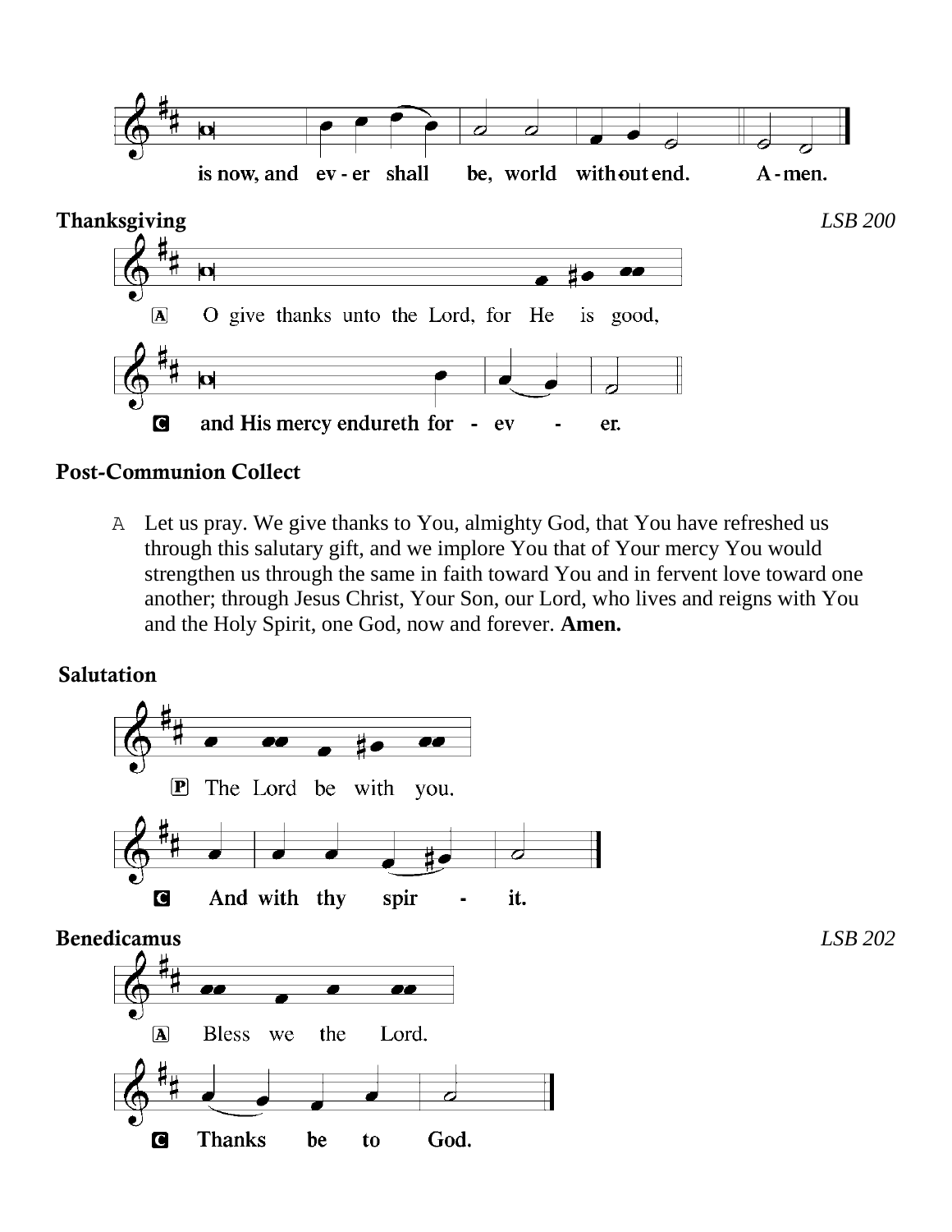is now, and ev - er shall be, world with out end. A - men.

## Thanksgiving

*LSB 200*

A O give thanks unto the Lord, for He is good,

C **and His mercy endureth for - ev - er.**

## Post-Communion Collect

A Let us pray. We give thanks to You, almighty God, that You have refreshed us through this salutary gift, and we implore You that of Your mercy You would strengthen us through the same in faith toward You and in fervent love toward one another; through Jesus Christ, Your Son, our Lord, who lives and reigns with You and the Holy Spirit, one God, now and forever. **Amen.**

## Salutation

P The Lord be with you.

C **And with thy spir - it.**

## Benedicamus

*LSB 202*

A Bless we the Lord.

C **Thanks be to God.**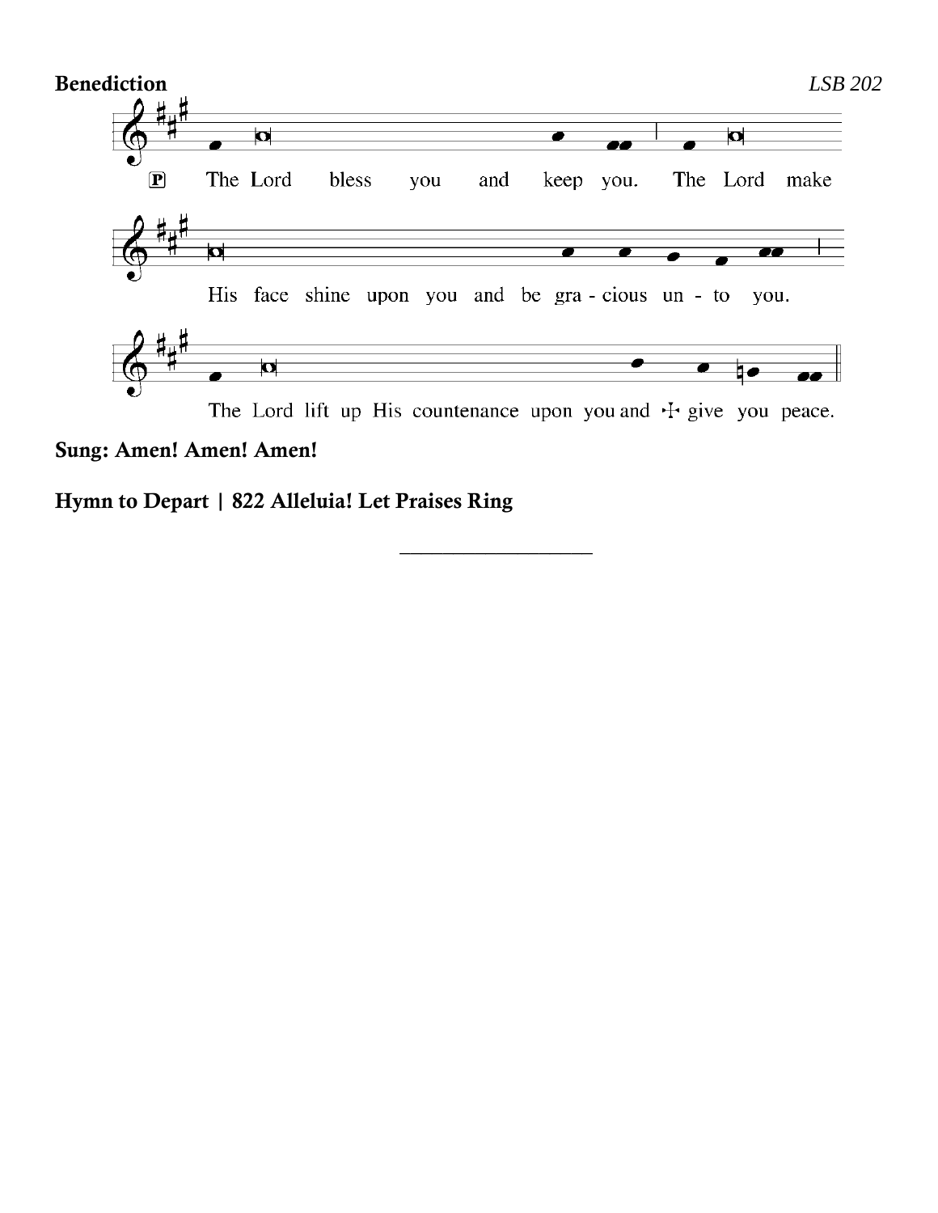**Benediction** *LSB 202*

P The Lord bless you and keep you. The Lord make His face shine upon you and be gra - cious un - to you.

The Lord lift up His countenance upon you and ☩ give you peace.

**Sung: Amen! Amen! Amen!**

**Hymn to Depart | 822 Alleluia! Let Praises Ring**

---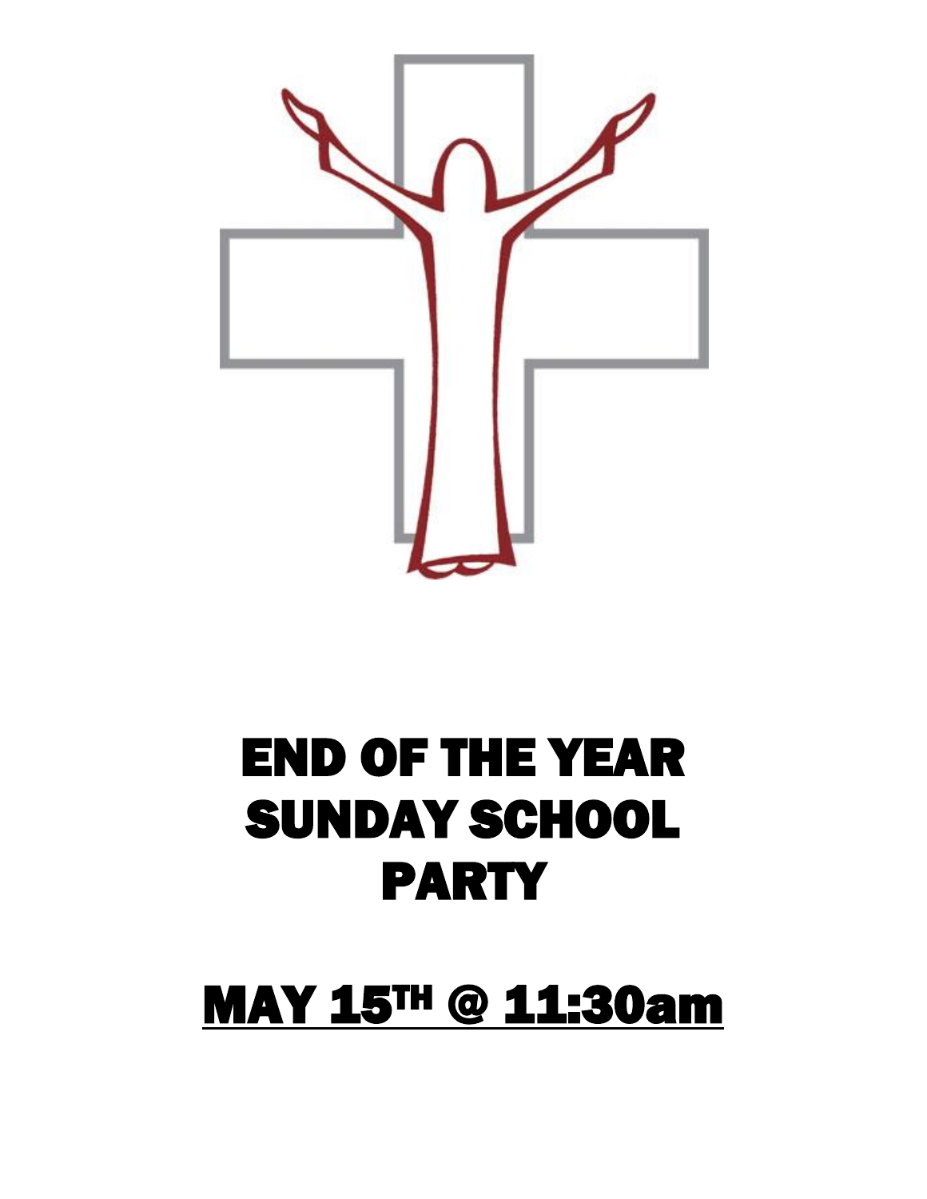# END OF THE YEAR SUNDAY SCHOOL PARTY

## MAY 15TH @ 11:30am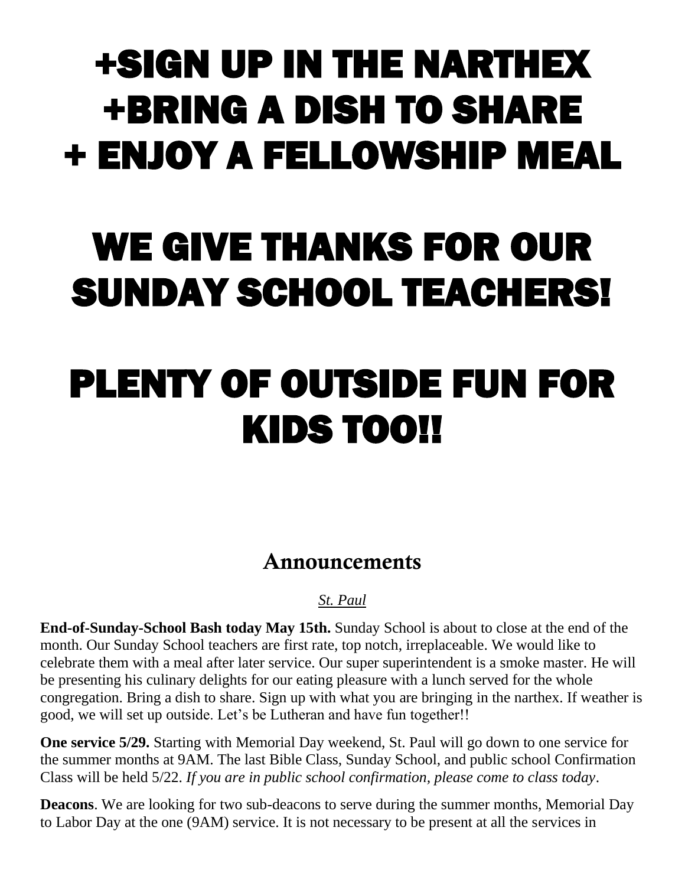# +SIGN UP IN THE NARTHEX
# +BRING A DISH TO SHARE
# + ENJOY A FELLOWSHIP MEAL

# WE GIVE THANKS FOR OUR SUNDAY SCHOOL TEACHERS!

# PLENTY OF OUTSIDE FUN FOR KIDS TOO!!

## Announcements

*St. Paul*

**End-of-Sunday-School Bash today May 15th.** Sunday School is about to close at the end of the month. Our Sunday School teachers are first rate, top notch, irreplaceable. We would like to celebrate them with a meal after later service. Our super superintendent is a smoke master. He will be presenting his culinary delights for our eating pleasure with a lunch served for the whole congregation. Bring a dish to share. Sign up with what you are bringing in the narthex. If weather is good, we will set up outside. Let's be Lutheran and have fun together!!

**One service 5/29.** Starting with Memorial Day weekend, St. Paul will go down to one service for the summer months at 9AM. The last Bible Class, Sunday School, and public school Confirmation Class will be held 5/22. *If you are in public school confirmation, please come to class today*.

**Deacons**. We are looking for two sub-deacons to serve during the summer months, Memorial Day to Labor Day at the one (9AM) service. It is not necessary to be present at all the services in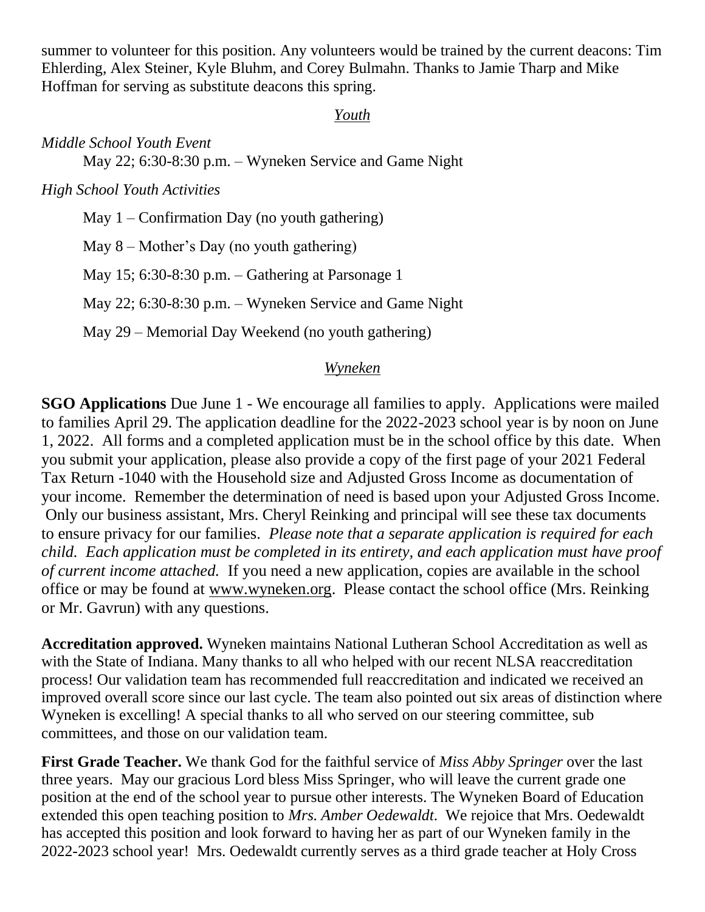summer to volunteer for this position. Any volunteers would be trained by the current deacons: Tim Ehlerding, Alex Steiner, Kyle Bluhm, and Corey Bulmahn. Thanks to Jamie Tharp and Mike Hoffman for serving as substitute deacons this spring.

## *Youth*

*Middle School Youth Event*

May 22; 6:30-8:30 p.m. – Wyneken Service and Game Night

*High School Youth Activities*

May 1 – Confirmation Day (no youth gathering)

May 8 – Mother's Day (no youth gathering)

May 15; 6:30-8:30 p.m. – Gathering at Parsonage 1

May 22; 6:30-8:30 p.m. – Wyneken Service and Game Night

May 29 – Memorial Day Weekend (no youth gathering)

## *Wyneken*

**SGO Applications** Due June 1 - We encourage all families to apply. Applications were mailed to families April 29. The application deadline for the 2022-2023 school year is by noon on June 1, 2022. All forms and a completed application must be in the school office by this date. When you submit your application, please also provide a copy of the first page of your 2021 Federal Tax Return -1040 with the Household size and Adjusted Gross Income as documentation of your income. Remember the determination of need is based upon your Adjusted Gross Income. Only our business assistant, Mrs. Cheryl Reinking and principal will see these tax documents to ensure privacy for our families. *Please note that a separate application is required for each child. Each application must be completed in its entirety, and each application must have proof of current income attached.* If you need a new application, copies are available in the school office or may be found at www.wyneken.org. Please contact the school office (Mrs. Reinking or Mr. Gavrun) with any questions.

**Accreditation approved.** Wyneken maintains National Lutheran School Accreditation as well as with the State of Indiana. Many thanks to all who helped with our recent NLSA reaccreditation process! Our validation team has recommended full reaccreditation and indicated we received an improved overall score since our last cycle. The team also pointed out six areas of distinction where Wyneken is excelling! A special thanks to all who served on our steering committee, sub committees, and those on our validation team.

**First Grade Teacher.** We thank God for the faithful service of *Miss Abby Springer* over the last three years. May our gracious Lord bless Miss Springer, who will leave the current grade one position at the end of the school year to pursue other interests. The Wyneken Board of Education extended this open teaching position to *Mrs. Amber Oedewaldt*. We rejoice that Mrs. Oedewaldt has accepted this position and look forward to having her as part of our Wyneken family in the 2022-2023 school year! Mrs. Oedewaldt currently serves as a third grade teacher at Holy Cross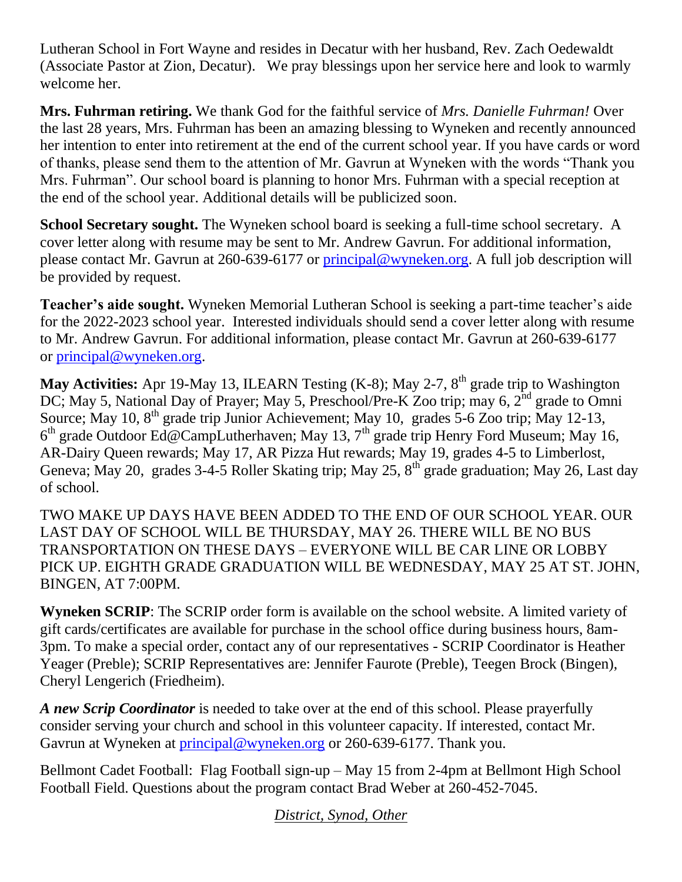Lutheran School in Fort Wayne and resides in Decatur with her husband, Rev. Zach Oedewaldt (Associate Pastor at Zion, Decatur). We pray blessings upon her service here and look to warmly welcome her.

**Mrs. Fuhrman retiring.** We thank God for the faithful service of *Mrs. Danielle Fuhrman!* Over the last 28 years, Mrs. Fuhrman has been an amazing blessing to Wyneken and recently announced her intention to enter into retirement at the end of the current school year. If you have cards or word of thanks, please send them to the attention of Mr. Gavrun at Wyneken with the words "Thank you Mrs. Fuhrman". Our school board is planning to honor Mrs. Fuhrman with a special reception at the end of the school year. Additional details will be publicized soon.

**School Secretary sought.** The Wyneken school board is seeking a full-time school secretary. A cover letter along with resume may be sent to Mr. Andrew Gavrun. For additional information, please contact Mr. Gavrun at 260-639-6177 or principal@wyneken.org. A full job description will be provided by request.

**Teacher's aide sought.** Wyneken Memorial Lutheran School is seeking a part-time teacher's aide for the 2022-2023 school year. Interested individuals should send a cover letter along with resume to Mr. Andrew Gavrun. For additional information, please contact Mr. Gavrun at 260-639-6177 or principal@wyneken.org.

**May Activities:** Apr 19-May 13, ILEARN Testing (K-8); May 2-7, 8th grade trip to Washington DC; May 5, National Day of Prayer; May 5, Preschool/Pre-K Zoo trip; may 6, 2nd grade to Omni Source; May 10, 8th grade trip Junior Achievement; May 10, grades 5-6 Zoo trip; May 12-13, 6th grade Outdoor Ed@CampLutherhaven; May 13, 7th grade trip Henry Ford Museum; May 16, AR-Dairy Queen rewards; May 17, AR Pizza Hut rewards; May 19, grades 4-5 to Limberlost, Geneva; May 20, grades 3-4-5 Roller Skating trip; May 25, 8th grade graduation; May 26, Last day of school.

TWO MAKE UP DAYS HAVE BEEN ADDED TO THE END OF OUR SCHOOL YEAR. OUR LAST DAY OF SCHOOL WILL BE THURSDAY, MAY 26. THERE WILL BE NO BUS TRANSPORTATION ON THESE DAYS – EVERYONE WILL BE CAR LINE OR LOBBY PICK UP. EIGHTH GRADE GRADUATION WILL BE WEDNESDAY, MAY 25 AT ST. JOHN, BINGEN, AT 7:00PM.

**Wyneken SCRIP**: The SCRIP order form is available on the school website. A limited variety of gift cards/certificates are available for purchase in the school office during business hours, 8am-3pm. To make a special order, contact any of our representatives - SCRIP Coordinator is Heather Yeager (Preble); SCRIP Representatives are: Jennifer Faurote (Preble), Teegen Brock (Bingen), Cheryl Lengerich (Friedheim).

***A new Scrip Coordinator*** is needed to take over at the end of this school. Please prayerfully consider serving your church and school in this volunteer capacity. If interested, contact Mr. Gavrun at Wyneken at principal@wyneken.org or 260-639-6177. Thank you.

Bellmont Cadet Football: Flag Football sign-up – May 15 from 2-4pm at Bellmont High School Football Field. Questions about the program contact Brad Weber at 260-452-7045.

*District, Synod, Other*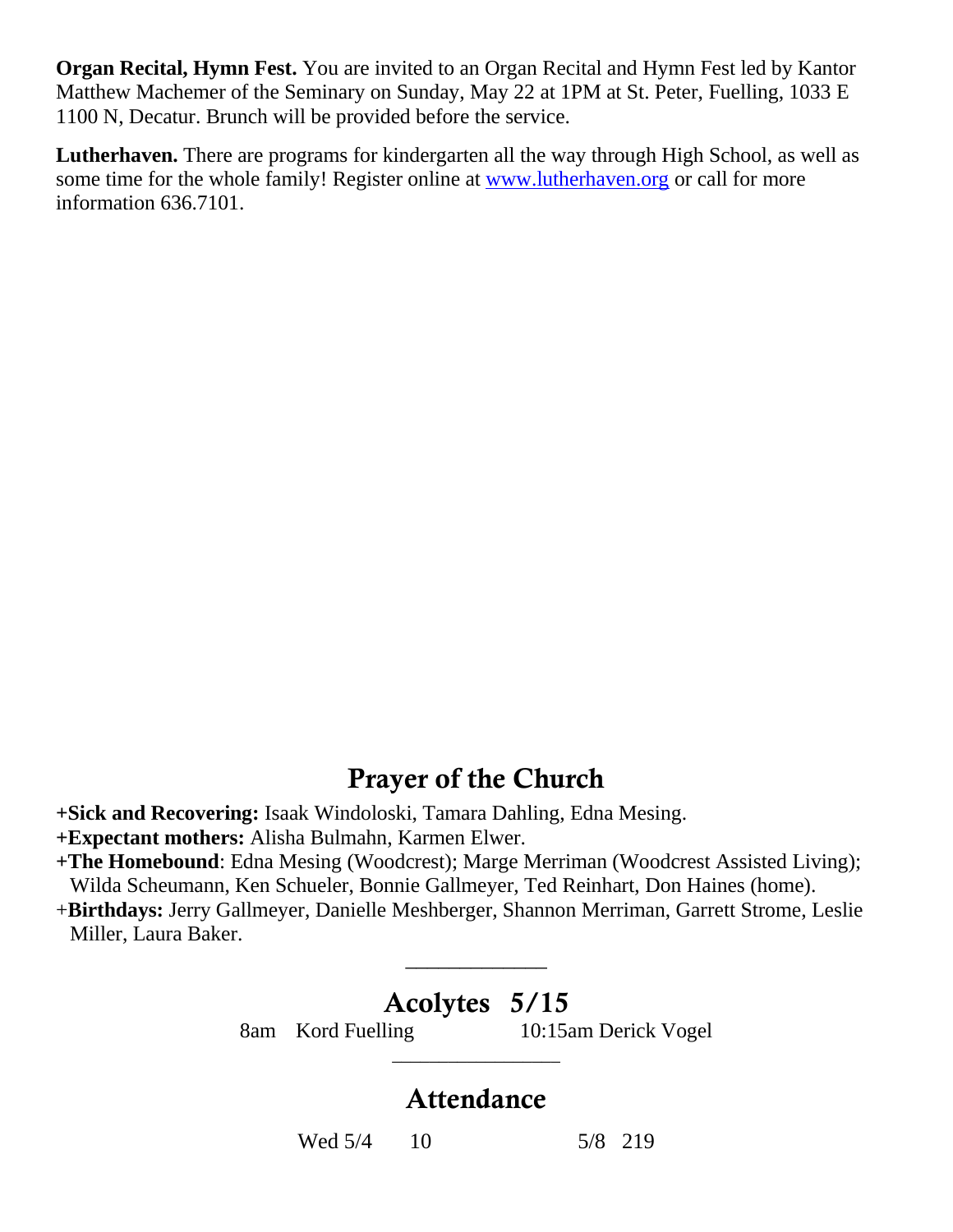**Organ Recital, Hymn Fest.** You are invited to an Organ Recital and Hymn Fest led by Kantor Matthew Machemer of the Seminary on Sunday, May 22 at 1PM at St. Peter, Fuelling, 1033 E 1100 N, Decatur. Brunch will be provided before the service.

**Lutherhaven.** There are programs for kindergarten all the way through High School, as well as some time for the whole family! Register online at www.lutherhaven.org or call for more information 636.7101.

## Prayer of the Church

+**Sick and Recovering:** Isaak Windoloski, Tamara Dahling, Edna Mesing.
+**Expectant mothers:** Alisha Bulmahn, Karmen Elwer.
+**The Homebound**: Edna Mesing (Woodcrest); Marge Merriman (Woodcrest Assisted Living); Wilda Scheumann, Ken Schueler, Bonnie Gallmeyer, Ted Reinhart, Don Haines (home).
+**Birthdays:** Jerry Gallmeyer, Danielle Meshberger, Shannon Merriman, Garrett Strome, Leslie Miller, Laura Baker.

---

## Acolytes 5/15

8am Kord Fuelling  10:15am Derick Vogel

---

## Attendance

Wed 5/4  10  5/8  219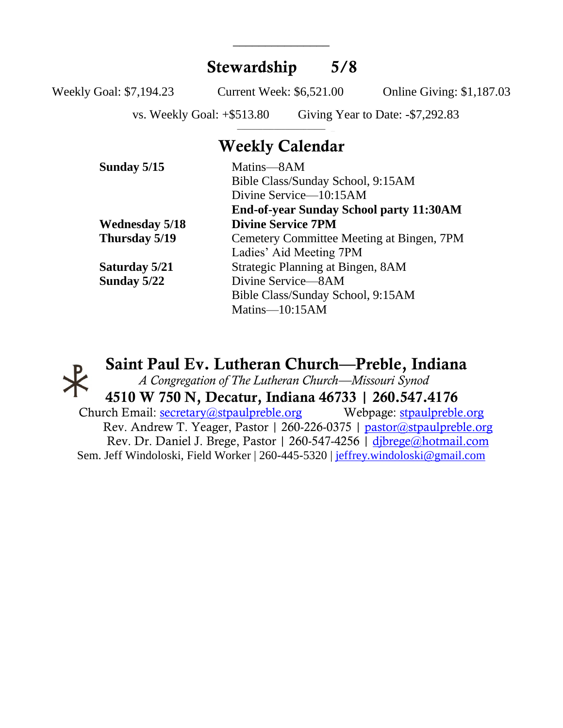## Stewardship 5/8

Weekly Goal: $7,194.23 Current Week: $6,521.00 Online Giving: $1,187.03

vs. Weekly Goal: +$513.80 Giving Year to Date: -$7,292.83

## Weekly Calendar

| | |
|---|---|
| **Sunday 5/15** | Matins—8AM |
| | Bible Class/Sunday School, 9:15AM |
| | Divine Service—10:15AM |
| | **End-of-year Sunday School party 11:30AM** |
| **Wednesday 5/18** | **Divine Service 7PM** |
| **Thursday 5/19** | Cemetery Committee Meeting at Bingen, 7PM |
| | Ladies' Aid Meeting 7PM |
| **Saturday 5/21** | Strategic Planning at Bingen, 8AM |
| **Sunday 5/22** | Divine Service—8AM |
| | Bible Class/Sunday School, 9:15AM |
| | Matins—10:15AM |

## Saint Paul Ev. Lutheran Church—Preble, Indiana

*A Congregation of The Lutheran Church—Missouri Synod*

**4510 W 750 N, Decatur, Indiana 46733 | 260.547.4176**

Church Email: secretary@stpaulpreble.org Webpage: stpaulpreble.org

Rev. Andrew T. Yeager, Pastor | 260-226-0375 | pastor@stpaulpreble.org

Rev. Dr. Daniel J. Brege, Pastor | 260-547-4256 | djbrege@hotmail.com

Sem. Jeff Windoloski, Field Worker | 260-445-5320 | jeffrey.windoloski@gmail.com